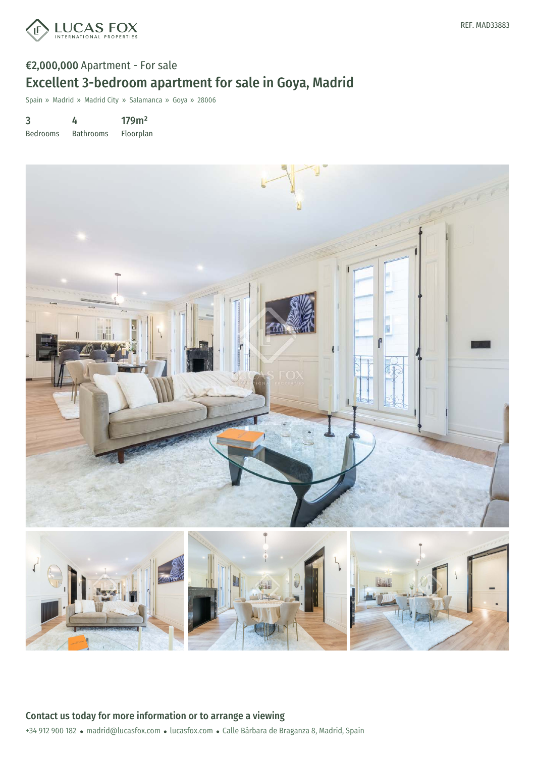REF. MAD33883

**€2,000,000** Apartment - For sale

# Excellent 3-bedroom apartment for sale in Goya, Madrid

Spain » Madrid » Madrid City » Salamanca » Goya » 28006

| 3 | 4 | 179m² |
|---|---|---|
| Bedrooms | Bathrooms | Floorplan |

## Contact us today for more information or to arrange a viewing

+34 912 900 182 • madrid@lucasfox.com • lucasfox.com • Calle Bárbara de Braganza 8, Madrid, Spain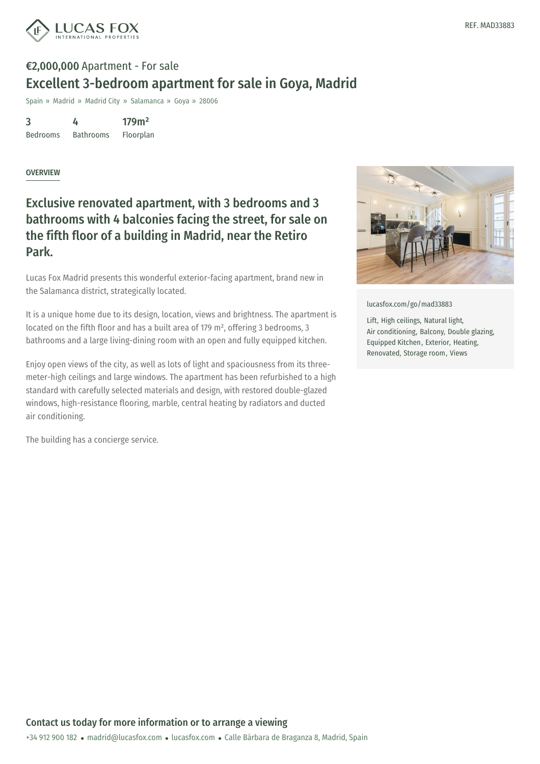REF. MAD33883

**€2,000,000** Apartment - For sale

# Excellent 3-bedroom apartment for sale in Goya, Madrid

Spain » Madrid » Madrid City » Salamanca » Goya » 28006

| 3 | 4 | 179m² |
|---|---|---|
| Bedrooms | Bathrooms | Floorplan |

## OVERVIEW

## Exclusive renovated apartment, with 3 bedrooms and 3 bathrooms with 4 balconies facing the street, for sale on the fifth floor of a building in Madrid, near the Retiro Park.

Lucas Fox Madrid presents this wonderful exterior-facing apartment, brand new in the Salamanca district, strategically located.

It is a unique home due to its design, location, views and brightness. The apartment is located on the fifth floor and has a built area of 179 m², offering 3 bedrooms, 3 bathrooms and a large living-dining room with an open and fully equipped kitchen.

Enjoy open views of the city, as well as lots of light and spaciousness from its three-meter-high ceilings and large windows. The apartment has been refurbished to a high standard with carefully selected materials and design, with restored double-glazed windows, high-resistance flooring, marble, central heating by radiators and ducted air conditioning.

The building has a concierge service.

lucasfox.com/go/mad33883

Lift, High ceilings, Natural light, Air conditioning, Balcony, Double glazing, Equipped Kitchen, Exterior, Heating, Renovated, Storage room, Views

**Contact us today for more information or to arrange a viewing**

+34 912 900 182 • madrid@lucasfox.com • lucasfox.com • Calle Bárbara de Braganza 8, Madrid, Spain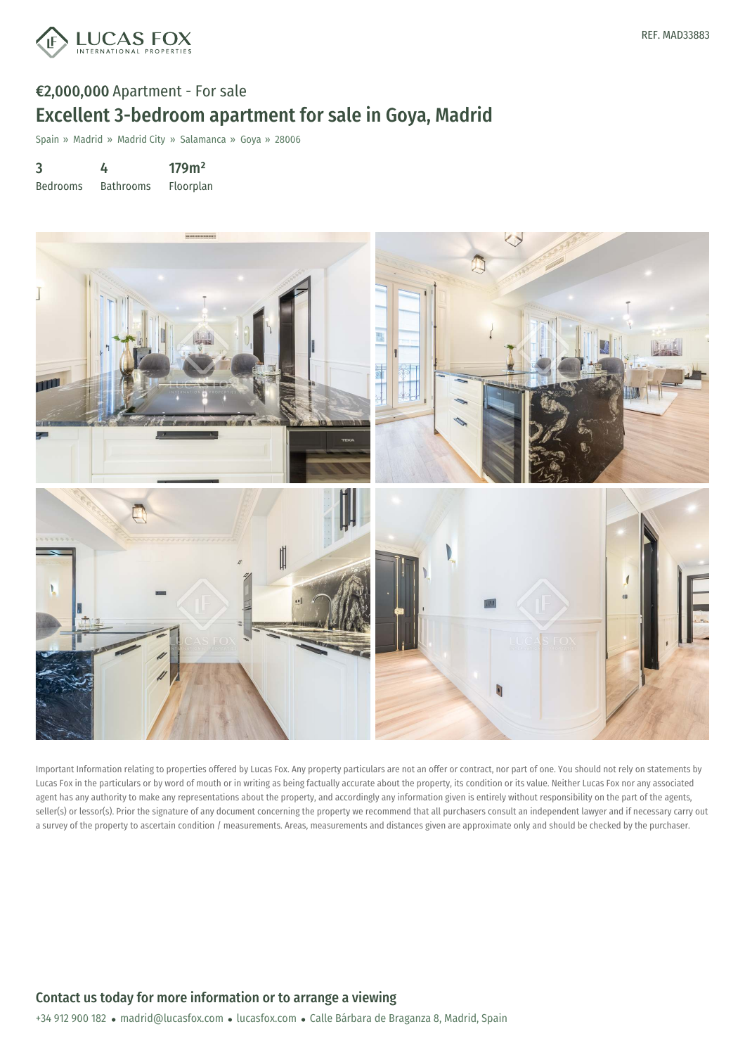REF. MAD33883

**€2,000,000** Apartment - For sale

# Excellent 3-bedroom apartment for sale in Goya, Madrid

Spain » Madrid » Madrid City » Salamanca » Goya » 28006

| 3 | 4 | 179m² |
|---|---|---|
| Bedrooms | Bathrooms | Floorplan |

Important Information relating to properties offered by Lucas Fox. Any property particulars are not an offer or contract, nor part of one. You should not rely on statements by Lucas Fox in the particulars or by word of mouth or in writing as being factually accurate about the property, its condition or its value. Neither Lucas Fox nor any associated agent has any authority to make any representations about the property, and accordingly any information given is entirely without responsibility on the part of the agents, seller(s) or lessor(s). Prior the signature of any document concerning the property we recommend that all purchasers consult an independent lawyer and if necessary carry out a survey of the property to ascertain condition / measurements. Areas, measurements and distances given are approximate only and should be checked by the purchaser.

## Contact us today for more information or to arrange a viewing

+34 912 900 182 • madrid@lucasfox.com • lucasfox.com • Calle Bárbara de Braganza 8, Madrid, Spain